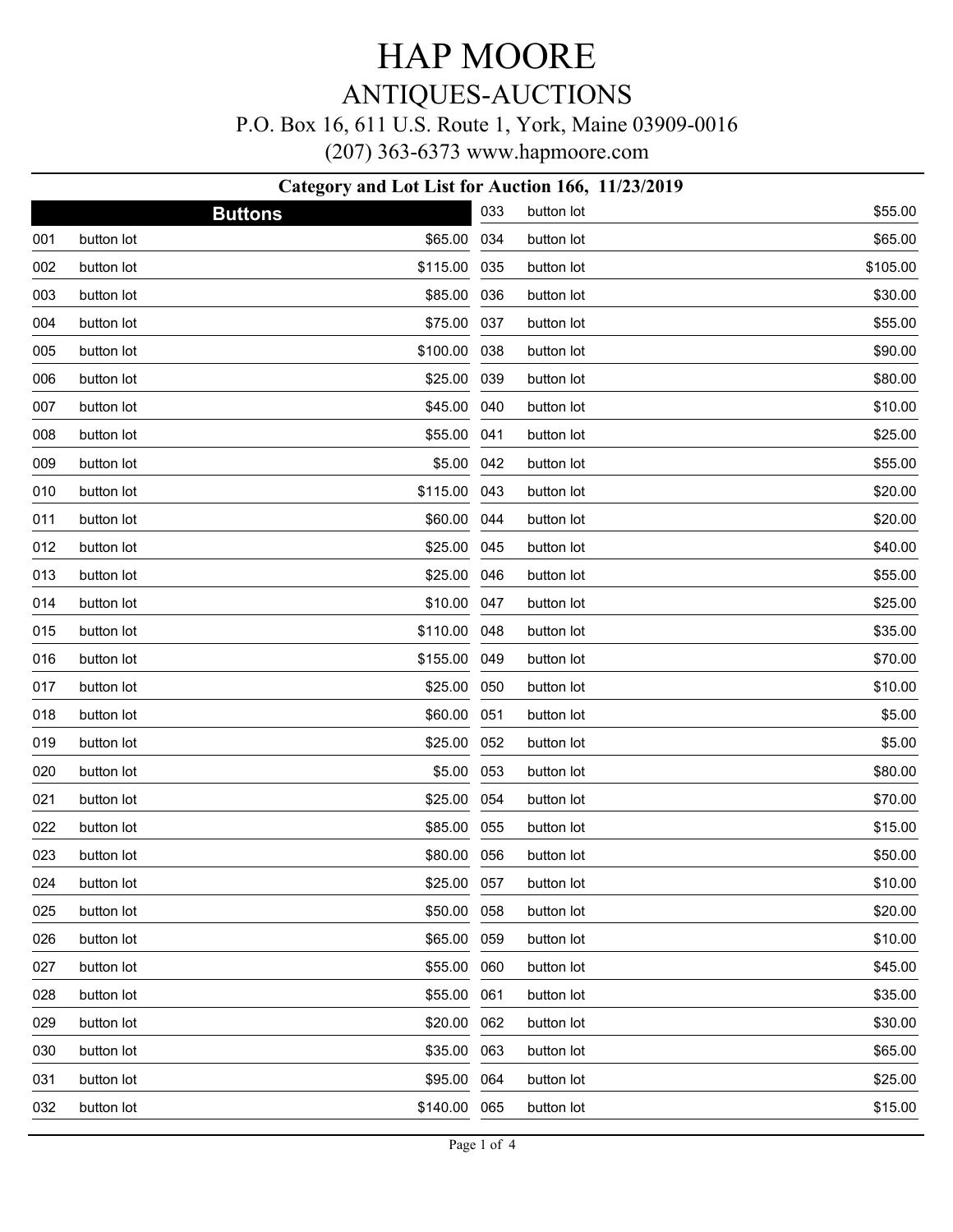# HAP MOORE

## ANTIQUES-AUCTIONS

P.O. Box 16, 611 U.S. Route 1, York, Maine 03909-0016

(207) 363-6373 www.hapmoore.com

### Category and Lot List for Auction 166, 11/23/2019

**Buttons**

| Lot | Description | Price |
|---|---|---|
| 001 | button lot | $65.00 |
| 002 | button lot | $115.00 |
| 003 | button lot | $85.00 |
| 004 | button lot | $75.00 |
| 005 | button lot | $100.00 |
| 006 | button lot | $25.00 |
| 007 | button lot | $45.00 |
| 008 | button lot | $55.00 |
| 009 | button lot | $5.00 |
| 010 | button lot | $115.00 |
| 011 | button lot | $60.00 |
| 012 | button lot | $25.00 |
| 013 | button lot | $25.00 |
| 014 | button lot | $10.00 |
| 015 | button lot | $110.00 |
| 016 | button lot | $155.00 |
| 017 | button lot | $25.00 |
| 018 | button lot | $60.00 |
| 019 | button lot | $25.00 |
| 020 | button lot | $5.00 |
| 021 | button lot | $25.00 |
| 022 | button lot | $85.00 |
| 023 | button lot | $80.00 |
| 024 | button lot | $25.00 |
| 025 | button lot | $50.00 |
| 026 | button lot | $65.00 |
| 027 | button lot | $55.00 |
| 028 | button lot | $55.00 |
| 029 | button lot | $20.00 |
| 030 | button lot | $35.00 |
| 031 | button lot | $95.00 |
| 032 | button lot | $140.00 |
| 033 | button lot | $55.00 |
| 034 | button lot | $65.00 |
| 035 | button lot | $105.00 |
| 036 | button lot | $30.00 |
| 037 | button lot | $55.00 |
| 038 | button lot | $90.00 |
| 039 | button lot | $80.00 |
| 040 | button lot | $10.00 |
| 041 | button lot | $25.00 |
| 042 | button lot | $55.00 |
| 043 | button lot | $20.00 |
| 044 | button lot | $20.00 |
| 045 | button lot | $40.00 |
| 046 | button lot | $55.00 |
| 047 | button lot | $25.00 |
| 048 | button lot | $35.00 |
| 049 | button lot | $70.00 |
| 050 | button lot | $10.00 |
| 051 | button lot | $5.00 |
| 052 | button lot | $5.00 |
| 053 | button lot | $80.00 |
| 054 | button lot | $70.00 |
| 055 | button lot | $15.00 |
| 056 | button lot | $50.00 |
| 057 | button lot | $10.00 |
| 058 | button lot | $20.00 |
| 059 | button lot | $10.00 |
| 060 | button lot | $45.00 |
| 061 | button lot | $35.00 |
| 062 | button lot | $30.00 |
| 063 | button lot | $65.00 |
| 064 | button lot | $25.00 |
| 065 | button lot | $15.00 |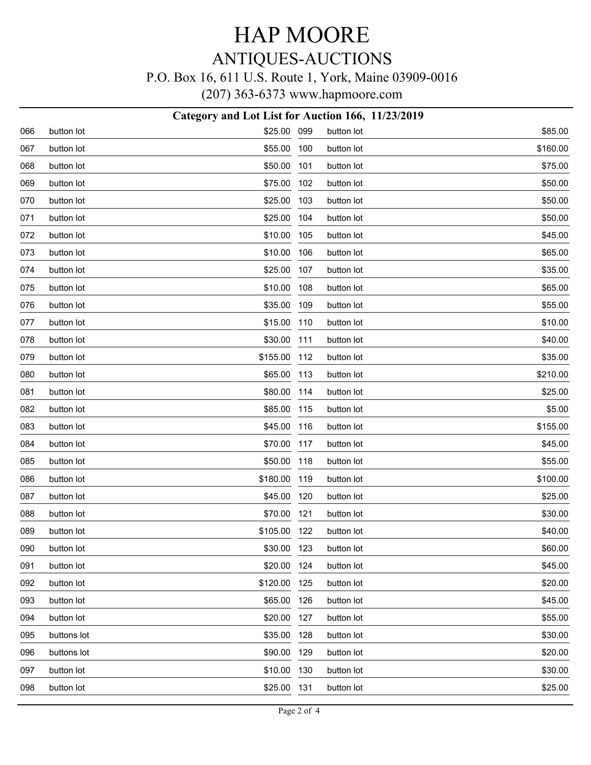# HAP MOORE

## ANTIQUES-AUCTIONS

P.O. Box 16, 611 U.S. Route 1, York, Maine 03909-0016

(207) 363-6373 www.hapmoore.com

### Category and Lot List for Auction 166, 11/23/2019

| Lot | Description | Price |
|---|---|---|
| 066 | button lot | $25.00 |
| 067 | button lot | $55.00 |
| 068 | button lot | $50.00 |
| 069 | button lot | $75.00 |
| 070 | button lot | $25.00 |
| 071 | button lot | $25.00 |
| 072 | button lot | $10.00 |
| 073 | button lot | $10.00 |
| 074 | button lot | $25.00 |
| 075 | button lot | $10.00 |
| 076 | button lot | $35.00 |
| 077 | button lot | $15.00 |
| 078 | button lot | $30.00 |
| 079 | button lot | $155.00 |
| 080 | button lot | $65.00 |
| 081 | button lot | $80.00 |
| 082 | button lot | $85.00 |
| 083 | button lot | $45.00 |
| 084 | button lot | $70.00 |
| 085 | button lot | $50.00 |
| 086 | button lot | $180.00 |
| 087 | button lot | $45.00 |
| 088 | button lot | $70.00 |
| 089 | button lot | $105.00 |
| 090 | button lot | $30.00 |
| 091 | button lot | $20.00 |
| 092 | button lot | $120.00 |
| 093 | button lot | $65.00 |
| 094 | button lot | $20.00 |
| 095 | buttons lot | $35.00 |
| 096 | buttons lot | $90.00 |
| 097 | button lot | $10.00 |
| 098 | button lot | $25.00 |
| 099 | button lot | $85.00 |
| 100 | button lot | $160.00 |
| 101 | button lot | $75.00 |
| 102 | button lot | $50.00 |
| 103 | button lot | $50.00 |
| 104 | button lot | $50.00 |
| 105 | button lot | $45.00 |
| 106 | button lot | $65.00 |
| 107 | button lot | $35.00 |
| 108 | button lot | $65.00 |
| 109 | button lot | $55.00 |
| 110 | button lot | $10.00 |
| 111 | button lot | $40.00 |
| 112 | button lot | $35.00 |
| 113 | button lot | $210.00 |
| 114 | button lot | $25.00 |
| 115 | button lot | $5.00 |
| 116 | button lot | $155.00 |
| 117 | button lot | $45.00 |
| 118 | button lot | $55.00 |
| 119 | button lot | $100.00 |
| 120 | button lot | $25.00 |
| 121 | button lot | $30.00 |
| 122 | button lot | $40.00 |
| 123 | button lot | $60.00 |
| 124 | button lot | $45.00 |
| 125 | button lot | $20.00 |
| 126 | button lot | $45.00 |
| 127 | button lot | $55.00 |
| 128 | button lot | $30.00 |
| 129 | button lot | $20.00 |
| 130 | button lot | $30.00 |
| 131 | button lot | $25.00 |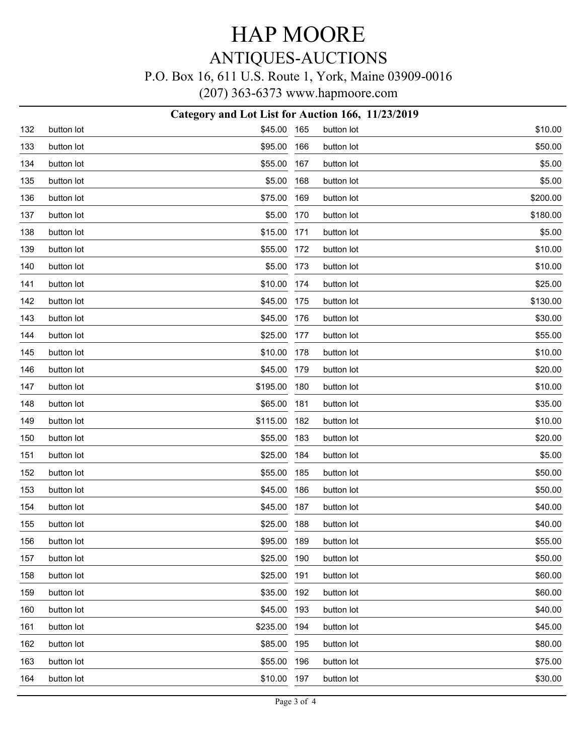# HAP MOORE

## ANTIQUES-AUCTIONS

P.O. Box 16, 611 U.S. Route 1, York, Maine 03909-0016

(207) 363-6373 www.hapmoore.com

### Category and Lot List for Auction 166, 11/23/2019

| Lot | Description | Price | Lot | Description | Price |
|---|---|---|---|---|---|
| 132 | button lot | $45.00 | 165 | button lot | $10.00 |
| 133 | button lot | $95.00 | 166 | button lot | $50.00 |
| 134 | button lot | $55.00 | 167 | button lot | $5.00 |
| 135 | button lot | $5.00 | 168 | button lot | $5.00 |
| 136 | button lot | $75.00 | 169 | button lot | $200.00 |
| 137 | button lot | $5.00 | 170 | button lot | $180.00 |
| 138 | button lot | $15.00 | 171 | button lot | $5.00 |
| 139 | button lot | $55.00 | 172 | button lot | $10.00 |
| 140 | button lot | $5.00 | 173 | button lot | $10.00 |
| 141 | button lot | $10.00 | 174 | button lot | $25.00 |
| 142 | button lot | $45.00 | 175 | button lot | $130.00 |
| 143 | button lot | $45.00 | 176 | button lot | $30.00 |
| 144 | button lot | $25.00 | 177 | button lot | $55.00 |
| 145 | button lot | $10.00 | 178 | button lot | $10.00 |
| 146 | button lot | $45.00 | 179 | button lot | $20.00 |
| 147 | button lot | $195.00 | 180 | button lot | $10.00 |
| 148 | button lot | $65.00 | 181 | button lot | $35.00 |
| 149 | button lot | $115.00 | 182 | button lot | $10.00 |
| 150 | button lot | $55.00 | 183 | button lot | $20.00 |
| 151 | button lot | $25.00 | 184 | button lot | $5.00 |
| 152 | button lot | $55.00 | 185 | button lot | $50.00 |
| 153 | button lot | $45.00 | 186 | button lot | $50.00 |
| 154 | button lot | $45.00 | 187 | button lot | $40.00 |
| 155 | button lot | $25.00 | 188 | button lot | $40.00 |
| 156 | button lot | $95.00 | 189 | button lot | $55.00 |
| 157 | button lot | $25.00 | 190 | button lot | $50.00 |
| 158 | button lot | $25.00 | 191 | button lot | $60.00 |
| 159 | button lot | $35.00 | 192 | button lot | $60.00 |
| 160 | button lot | $45.00 | 193 | button lot | $40.00 |
| 161 | button lot | $235.00 | 194 | button lot | $45.00 |
| 162 | button lot | $85.00 | 195 | button lot | $80.00 |
| 163 | button lot | $55.00 | 196 | button lot | $75.00 |
| 164 | button lot | $10.00 | 197 | button lot | $30.00 |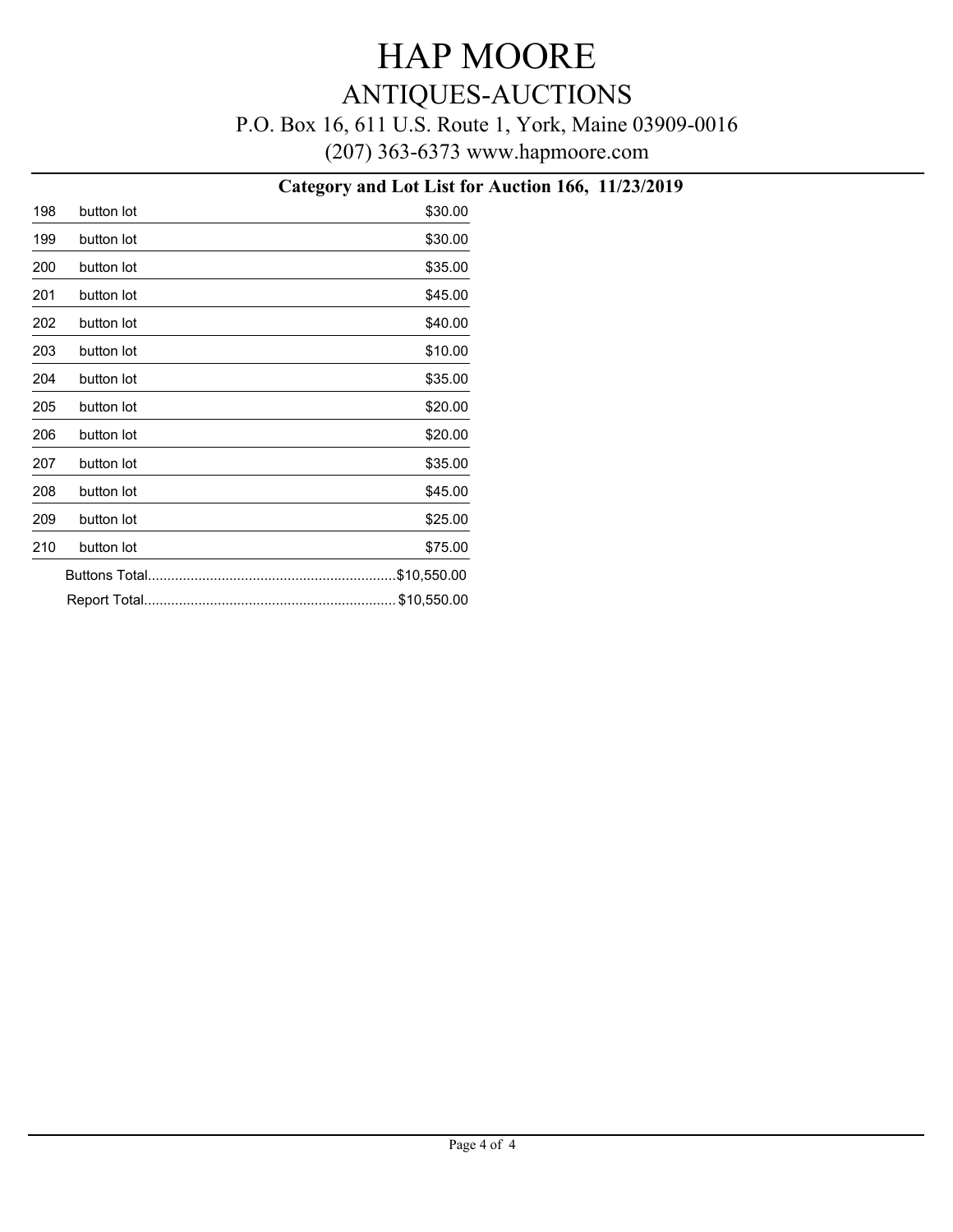# HAP MOORE

## ANTIQUES-AUCTIONS

P.O. Box 16, 611 U.S. Route 1, York, Maine 03909-0016

(207) 363-6373 www.hapmoore.com

### Category and Lot List for Auction 166, 11/23/2019

| | | |
|---|---|---|
| 198 | button lot | $30.00 |
| 199 | button lot | $30.00 |
| 200 | button lot | $35.00 |
| 201 | button lot | $45.00 |
| 202 | button lot | $40.00 |
| 203 | button lot | $10.00 |
| 204 | button lot | $35.00 |
| 205 | button lot | $20.00 |
| 206 | button lot | $20.00 |
| 207 | button lot | $35.00 |
| 208 | button lot | $45.00 |
| 209 | button lot | $25.00 |
| 210 | button lot | $75.00 |

Buttons Total................................................................$10,550.00

Report Total................................................................ $10,550.00